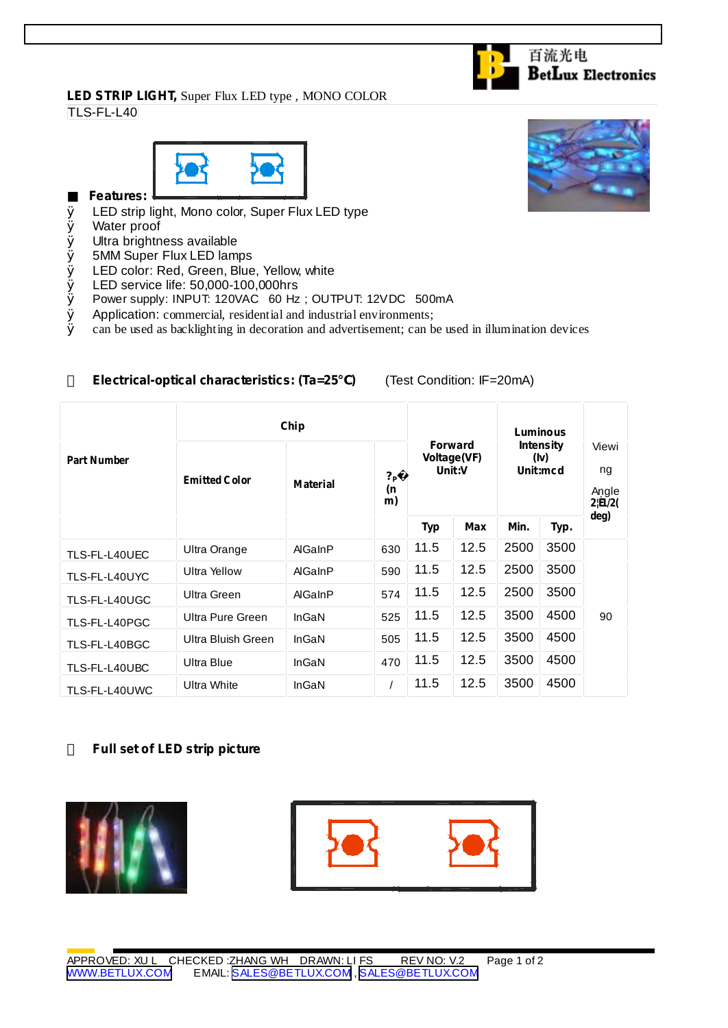**LED STRIP LIGHT,** Super Flux LED type , MONO COLOR

TLS-FL-L40

■ **Features:**

- LED strip light, Mono color, Super Flux LED type
- Water proof
- Ultra brightness available
- 5MM Super Flux LED lamps
- LED color: Red, Green, Blue, Yellow, white
- LED service life: 50,000-100,000hrs
- Power supply: INPUT: 120VAC 60 Hz ; OUTPUT: 12VDC 500mA
- Application: commercial, residential and industrial environments;
- can be used as backlighting in decoration and advertisement; can be used in illumination devices

**Electrical-optical characteristics: (Ta=25°C)** (Test Condition: IF=20mA)

| Part Number | Chip | | | Forward Voltage(VF) Unit:V | | Luminous Intensity (Iv) Unit:mcd | | Viewing Angle 2θ1/2(deg) |
|---|---|---|---|---|---|---|---|---|
| | Emitted Color | Material | λp (nm) | Typ | Max | Min. | Typ. | |
| TLS-FL-L40UEC | Ultra Orange | AlGaInP | 630 | 11.5 | 12.5 | 2500 | 3500 | 90 |
| TLS-FL-L40UYC | Ultra Yellow | AlGaInP | 590 | 11.5 | 12.5 | 2500 | 3500 | |
| TLS-FL-L40UGC | Ultra Green | AlGaInP | 574 | 11.5 | 12.5 | 2500 | 3500 | |
| TLS-FL-L40PGC | Ultra Pure Green | InGaN | 525 | 11.5 | 12.5 | 3500 | 4500 | |
| TLS-FL-L40BGC | Ultra Bluish Green | InGaN | 505 | 11.5 | 12.5 | 3500 | 4500 | |
| TLS-FL-L40UBC | Ultra Blue | InGaN | 470 | 11.5 | 12.5 | 3500 | 4500 | |
| TLS-FL-L40UWC | Ultra White | InGaN | / | 11.5 | 12.5 | 3500 | 4500 | |

**Full set of LED strip picture**

APPROVED: XU L CHECKED :ZHANG WH DRAWN: LI FS REV NO: V.2

WWW.BETLUX.COM EMAIL: SALES@BETLUX.COM , SALES@BETLUX.COM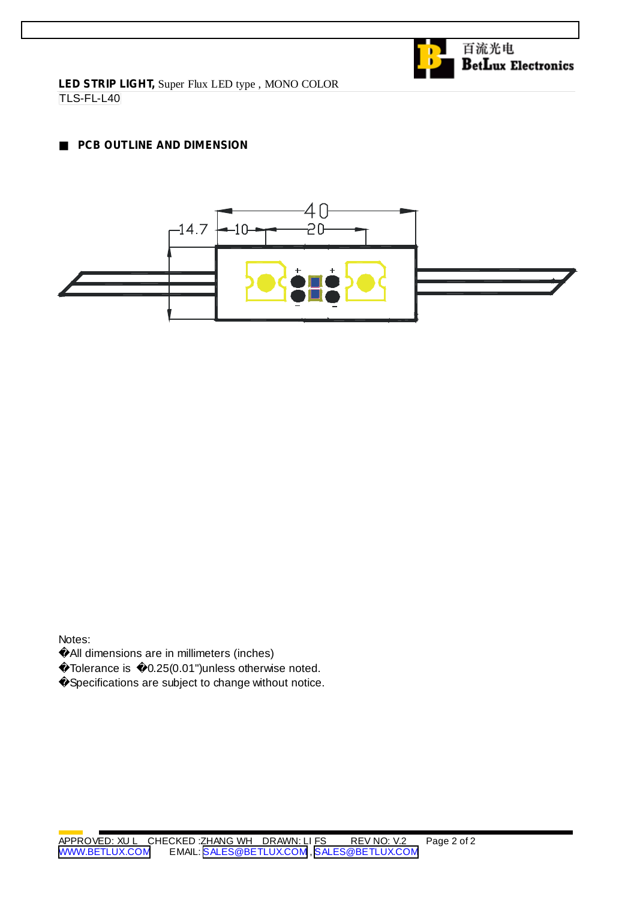**LED STRIP LIGHT,** Super Flux LED type , MONO COLOR

TLS-FL-L40

## ■ PCB OUTLINE AND DIMENSION

40

14.7

10

20

+ +

− −

Notes:

�All dimensions are in millimeters (inches)

�Tolerance is �0.25(0.01")unless otherwise noted.

�Specifications are subject to change without notice.

APPROVED: XU L CHECKED :ZHANG WH DRAWN: LI FS REV NO: V.2

WWW.BETLUX.COM EMAIL: SALES@BETLUX.COM , SALES@BETLUX.COM